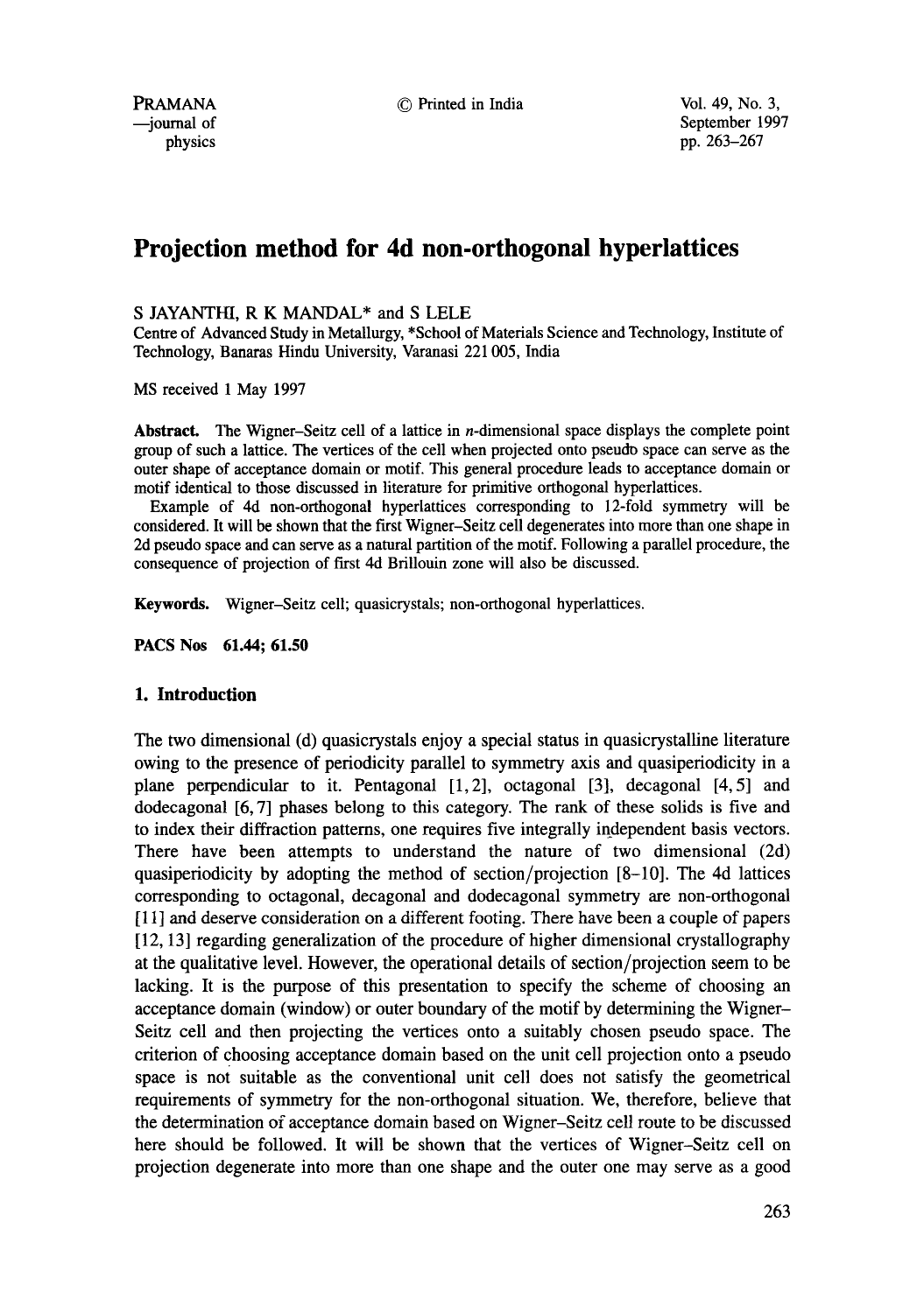# Projection method for 4d non-orthogonal hyperlattices

S JAYANTHI, R K MANDAL* and S LELE

Centre of Advanced Study in Metallurgy, *School of Materials Science and Technology, Institute of Technology, Banaras Hindu University, Varanasi 221 005, India

MS received 1 May 1997

**Abstract.** The Wigner–Seitz cell of a lattice in $n$-dimensional space displays the complete point group of such a lattice. The vertices of the cell when projected onto pseudo space can serve as the outer shape of acceptance domain or motif. This general procedure leads to acceptance domain or motif identical to those discussed in literature for primitive orthogonal hyperlattices.

Example of 4d non-orthogonal hyperlattices corresponding to 12-fold symmetry will be considered. It will be shown that the first Wigner–Seitz cell degenerates into more than one shape in 2d pseudo space and can serve as a natural partition of the motif. Following a parallel procedure, the consequence of projection of first 4d Brillouin zone will also be discussed.

**Keywords.** Wigner–Seitz cell; quasicrystals; non-orthogonal hyperlattices.

**PACS Nos 61.44; 61.50**

## 1. Introduction

The two dimensional (d) quasicrystals enjoy a special status in quasicrystalline literature owing to the presence of periodicity parallel to symmetry axis and quasiperiodicity in a plane perpendicular to it. Pentagonal [1, 2], octagonal [3], decagonal [4, 5] and dodecagonal [6, 7] phases belong to this category. The rank of these solids is five and to index their diffraction patterns, one requires five integrally independent basis vectors. There have been attempts to understand the nature of two dimensional (2d) quasiperiodicity by adopting the method of section/projection [8–10]. The 4d lattices corresponding to octagonal, decagonal and dodecagonal symmetry are non-orthogonal [11] and deserve consideration on a different footing. There have been a couple of papers [12, 13] regarding generalization of the procedure of higher dimensional crystallography at the qualitative level. However, the operational details of section/projection seem to be lacking. It is the purpose of this presentation to specify the scheme of choosing an acceptance domain (window) or outer boundary of the motif by determining the Wigner–Seitz cell and then projecting the vertices onto a suitably chosen pseudo space. The criterion of choosing acceptance domain based on the unit cell projection onto a pseudo space is not suitable as the conventional unit cell does not satisfy the geometrical requirements of symmetry for the non-orthogonal situation. We, therefore, believe that the determination of acceptance domain based on Wigner–Seitz cell route to be discussed here should be followed. It will be shown that the vertices of Wigner–Seitz cell on projection degenerate into more than one shape and the outer one may serve as a good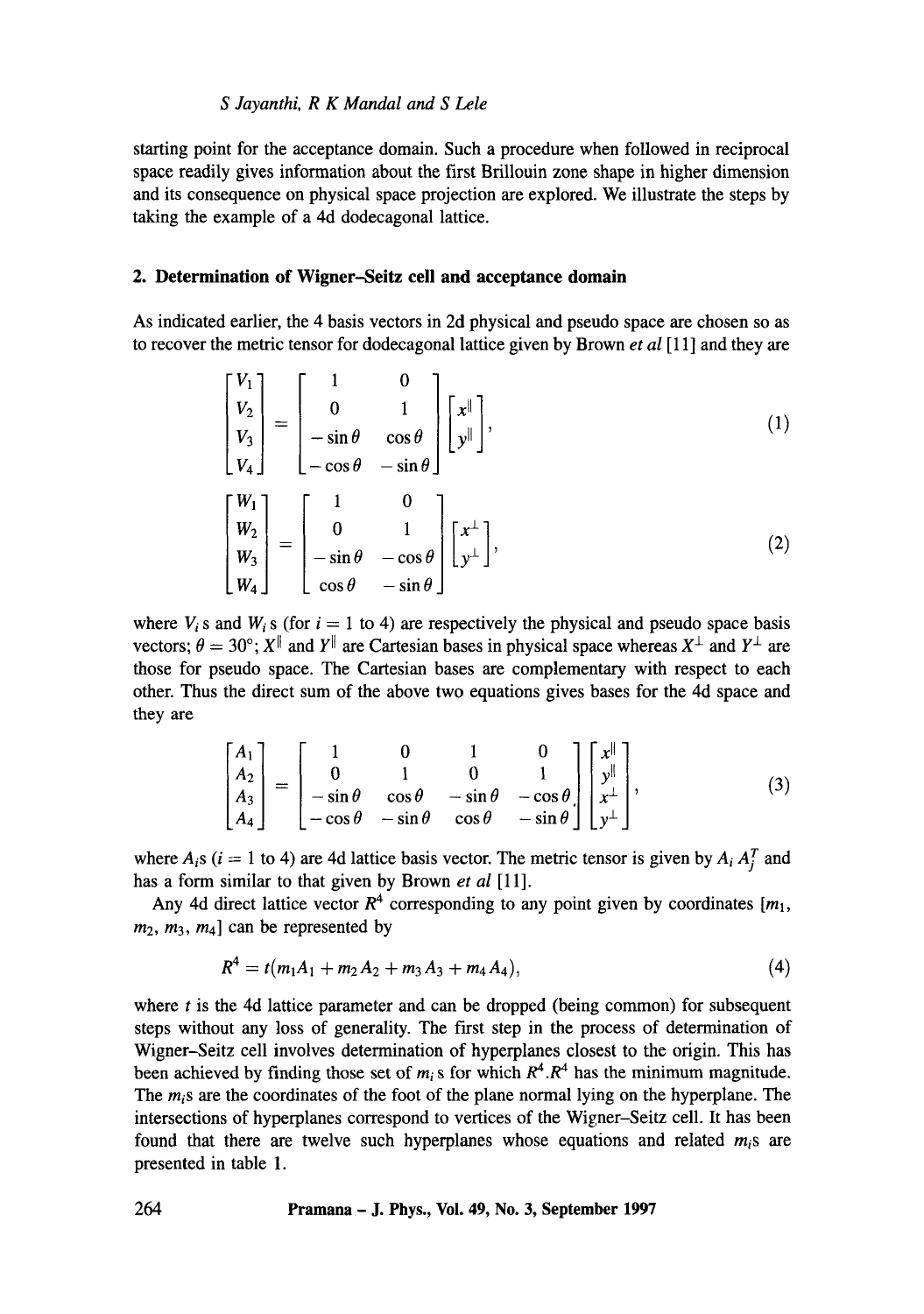starting point for the acceptance domain. Such a procedure when followed in reciprocal space readily gives information about the first Brillouin zone shape in higher dimension and its consequence on physical space projection are explored. We illustrate the steps by taking the example of a 4d dodecagonal lattice.

## 2. Determination of Wigner–Seitz cell and acceptance domain

As indicated earlier, the 4 basis vectors in 2d physical and pseudo space are chosen so as to recover the metric tensor for dodecagonal lattice given by Brown *et al* [11] and they are

$$\begin{bmatrix} V_1 \\ V_2 \\ V_3 \\ V_4 \end{bmatrix} = \begin{bmatrix} 1 & 0 \\ 0 & 1 \\ -\sin\theta & \cos\theta \\ -\cos\theta & -\sin\theta \end{bmatrix} \begin{bmatrix} x^{\parallel} \\ y^{\parallel} \end{bmatrix}, \tag{1}$$

$$\begin{bmatrix} W_1 \\ W_2 \\ W_3 \\ W_4 \end{bmatrix} = \begin{bmatrix} 1 & 0 \\ 0 & 1 \\ -\sin\theta & -\cos\theta \\ \cos\theta & -\sin\theta \end{bmatrix} \begin{bmatrix} x^{\perp} \\ y^{\perp} \end{bmatrix}, \tag{2}$$

where $V_i$s and $W_i$s (for $i = 1$ to 4) are respectively the physical and pseudo space basis vectors; $\theta = 30°$; $X^{\parallel}$ and $Y^{\parallel}$ are Cartesian bases in physical space whereas $X^{\perp}$ and $Y^{\perp}$ are those for pseudo space. The Cartesian bases are complementary with respect to each other. Thus the direct sum of the above two equations gives bases for the 4d space and they are

$$\begin{bmatrix} A_1 \\ A_2 \\ A_3 \\ A_4 \end{bmatrix} = \begin{bmatrix} 1 & 0 & 1 & 0 \\ 0 & 1 & 0 & 1 \\ -\sin\theta & \cos\theta & -\sin\theta & -\cos\theta \\ -\cos\theta & -\sin\theta & \cos\theta & -\sin\theta \end{bmatrix} \begin{bmatrix} x^{\parallel} \\ y^{\parallel} \\ x^{\perp} \\ y^{\perp} \end{bmatrix}, \tag{3}$$

where $A_i$s ($i = 1$ to 4) are 4d lattice basis vector. The metric tensor is given by $A_i A_j^T$ and has a form similar to that given by Brown *et al* [11].

Any 4d direct lattice vector $R^4$ corresponding to any point given by coordinates $[m_1, m_2, m_3, m_4]$ can be represented by

$$R^4 = t(m_1 A_1 + m_2 A_2 + m_3 A_3 + m_4 A_4), \tag{4}$$

where $t$ is the 4d lattice parameter and can be dropped (being common) for subsequent steps without any loss of generality. The first step in the process of determination of Wigner–Seitz cell involves determination of hyperplanes closest to the origin. This has been achieved by finding those set of $m_i$s for which $R^4.R^4$ has the minimum magnitude. The $m_i$s are the coordinates of the foot of the plane normal lying on the hyperplane. The intersections of hyperplanes correspond to vertices of the Wigner–Seitz cell. It has been found that there are twelve such hyperplanes whose equations and related $m_i$s are presented in table 1.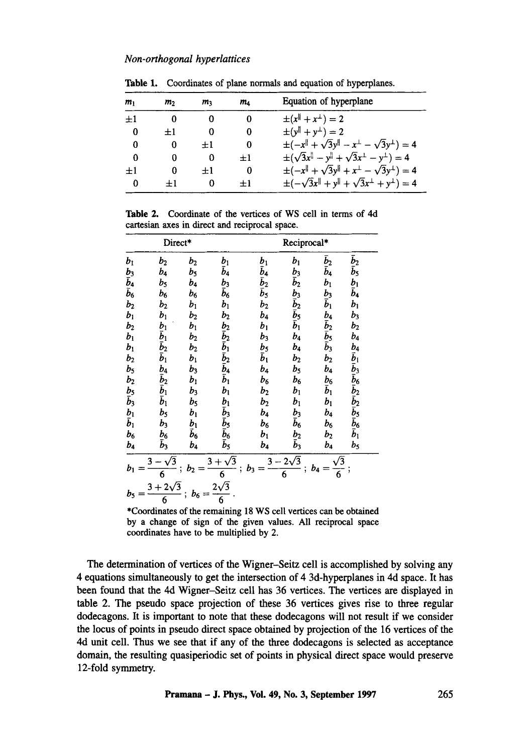**Table 1.** Coordinates of plane normals and equation of hyperplanes.

| $m_1$ | $m_2$ | $m_3$ | $m_4$ | Equation of hyperplane |
|---|---|---|---|---|
| $\pm 1$ | 0 | 0 | 0 | $\pm(x^{\parallel} + x^{\perp}) = 2$ |
| 0 | $\pm 1$ | 0 | 0 | $\pm(y^{\parallel} + y^{\perp}) = 2$ |
| 0 | 0 | $\pm 1$ | 0 | $\pm(-x^{\parallel} + \sqrt{3}y^{\parallel} - x^{\perp} - \sqrt{3}y^{\perp}) = 4$ |
| 0 | 0 | 0 | $\pm 1$ | $\pm(\sqrt{3}x^{\parallel} - y^{\parallel} + \sqrt{3}x^{\perp} - y^{\perp}) = 4$ |
| $\pm 1$ | 0 | $\pm 1$ | 0 | $\pm(-x^{\parallel} + \sqrt{3}y^{\parallel} + x^{\perp} - \sqrt{3}y^{\perp}) = 4$ |
| 0 | $\pm 1$ | 0 | $\pm 1$ | $\pm(-\sqrt{3}x^{\parallel} + y^{\parallel} + \sqrt{3}x^{\perp} + y^{\perp}) = 4$ |

**Table 2.** Coordinate of the vertices of WS cell in terms of 4d cartesian axes in direct and reciprocal space.

| Direct* | | | | Reciprocal* | | | |
|---|---|---|---|---|---|---|---|
| $b_1$ | $b_2$ | $b_2$ | $b_1$ | $b_1$ | $b_1$ | $\bar{b}_2$ | $\bar{b}_2$ |
| $b_3$ | $b_4$ | $b_5$ | $\bar{b}_4$ | $\bar{b}_4$ | $b_3$ | $\bar{b}_4$ | $\bar{b}_5$ |
| $\bar{b}_4$ | $b_5$ | $b_4$ | $b_3$ | $\bar{b}_2$ | $\bar{b}_2$ | $b_1$ | $b_1$ |
| $\bar{b}_6$ | $b_6$ | $b_6$ | $\bar{b}_6$ | $\bar{b}_5$ | $b_3$ | $b_3$ | $\bar{b}_4$ |
| $b_2$ | $b_2$ | $b_1$ | $b_1$ | $b_2$ | $\bar{b}_2$ | $\bar{b}_1$ | $b_1$ |
| $b_1$ | $b_1$ | $b_2$ | $b_2$ | $b_4$ | $\bar{b}_5$ | $b_4$ | $b_3$ |
| $b_2$ | $\bar{b}_1$ | $b_1$ | $\bar{b}_2$ | $b_1$ | $\bar{b}_1$ | $\bar{b}_2$ | $b_2$ |
| $b_1$ | $\bar{b}_1$ | $b_2$ | $\bar{b}_2$ | $b_3$ | $b_4$ | $\bar{b}_5$ | $b_4$ |
| $b_1$ | $\bar{b}_2$ | $b_2$ | $\bar{b}_1$ | $\bar{b}_5$ | $b_4$ | $\bar{b}_3$ | $\bar{b}_4$ |
| $b_2$ | $\bar{b}_1$ | $b_1$ | $\bar{b}_2$ | $\bar{b}_1$ | $b_2$ | $b_2$ | $\bar{b}_1$ |
| $b_5$ | $\bar{b}_4$ | $b_3$ | $\bar{b}_4$ | $b_4$ | $b_5$ | $b_4$ | $\bar{b}_3$ |
| $b_2$ | $\bar{b}_2$ | $b_1$ | $\bar{b}_1$ | $b_6$ | $b_6$ | $\bar{b}_6$ | $\bar{b}_6$ |
| $\bar{b}_5$ | $\bar{b}_1$ | $b_3$ | $b_1$ | $b_2$ | $b_1$ | $\bar{b}_1$ | $\bar{b}_2$ |
| $\bar{b}_3$ | $\bar{b}_1$ | $b_5$ | $b_1$ | $b_2$ | $b_1$ | $b_1$ | $\bar{b}_2$ |
| $\bar{b}_1$ | $b_5$ | $b_1$ | $\bar{b}_3$ | $b_4$ | $b_3$ | $b_4$ | $\bar{b}_5$ |
| $\bar{b}_1$ | $b_3$ | $\bar{b}_1$ | $\bar{b}_5$ | $b_6$ | $\bar{b}_6$ | $b_6$ | $\bar{b}_6$ |
| $b_6$ | $\bar{b}_6$ | $\bar{b}_6$ | $\bar{b}_6$ | $b_1$ | $\bar{b}_2$ | $b_2$ | $\bar{b}_1$ |
| $b_4$ | $\bar{b}_3$ | $b_4$ | $\bar{b}_5$ | $b_4$ | $\bar{b}_3$ | $b_4$ | $b_5$ |

$b_1 = \dfrac{3-\sqrt{3}}{6}$; $b_2 = \dfrac{3+\sqrt{3}}{6}$; $b_3 = \dfrac{3-2\sqrt{3}}{6}$; $b_4 = \dfrac{\sqrt{3}}{6}$;

$b_5 = \dfrac{3+2\sqrt{3}}{6}$; $b_6 = \dfrac{2\sqrt{3}}{6}$.

*Coordinates of the remaining 18 WS cell vertices can be obtained by a change of sign of the given values. All reciprocal space coordinates have to be multiplied by 2.

The determination of vertices of the Wigner–Seitz cell is accomplished by solving any 4 equations simultaneously to get the intersection of 4 3d-hyperplanes in 4d space. It has been found that the 4d Wigner–Seitz cell has 36 vertices. The vertices are displayed in table 2. The pseudo space projection of these 36 vertices gives rise to three regular dodecagons. It is important to note that these dodecagons will not result if we consider the locus of points in pseudo direct space obtained by projection of the 16 vertices of the 4d unit cell. Thus we see that if any of the three dodecagons is selected as acceptance domain, the resulting quasiperiodic set of points in physical direct space would preserve 12-fold symmetry.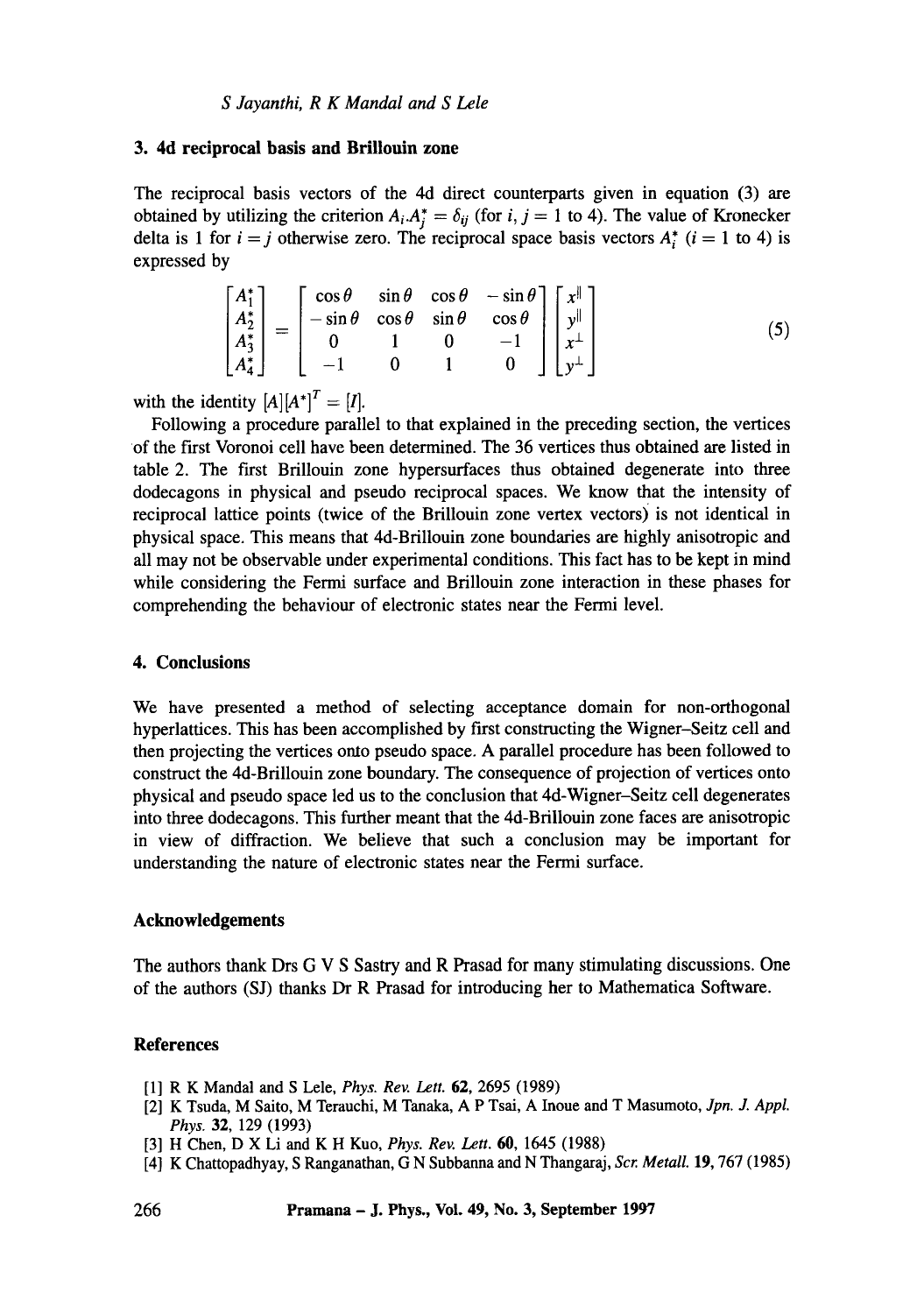## 3. 4d reciprocal basis and Brillouin zone

The reciprocal basis vectors of the 4d direct counterparts given in equation (3) are obtained by utilizing the criterion $A_i.A_j^* = \delta_{ij}$ (for $i, j = 1$ to 4). The value of Kronecker delta is 1 for $i = j$ otherwise zero. The reciprocal space basis vectors $A_i^*$ ($i = 1$ to 4) is expressed by

$$\begin{bmatrix} A_1^* \\ A_2^* \\ A_3^* \\ A_4^* \end{bmatrix} = \begin{bmatrix} \cos\theta & \sin\theta & \cos\theta & -\sin\theta \\ -\sin\theta & \cos\theta & \sin\theta & \cos\theta \\ 0 & 1 & 0 & -1 \\ -1 & 0 & 1 & 0 \end{bmatrix} \begin{bmatrix} x^{\|} \\ y^{\|} \\ x^{\perp} \\ y^{\perp} \end{bmatrix} \tag{5}$$

with the identity $[A][A^*]^T = [I]$.

Following a procedure parallel to that explained in the preceding section, the vertices of the first Voronoi cell have been determined. The 36 vertices thus obtained are listed in table 2. The first Brillouin zone hypersurfaces thus obtained degenerate into three dodecagons in physical and pseudo reciprocal spaces. We know that the intensity of reciprocal lattice points (twice of the Brillouin zone vertex vectors) is not identical in physical space. This means that 4d-Brillouin zone boundaries are highly anisotropic and all may not be observable under experimental conditions. This fact has to be kept in mind while considering the Fermi surface and Brillouin zone interaction in these phases for comprehending the behaviour of electronic states near the Fermi level.

## 4. Conclusions

We have presented a method of selecting acceptance domain for non-orthogonal hyperlattices. This has been accomplished by first constructing the Wigner–Seitz cell and then projecting the vertices onto pseudo space. A parallel procedure has been followed to construct the 4d-Brillouin zone boundary. The consequence of projection of vertices onto physical and pseudo space led us to the conclusion that 4d-Wigner–Seitz cell degenerates into three dodecagons. This further meant that the 4d-Brillouin zone faces are anisotropic in view of diffraction. We believe that such a conclusion may be important for understanding the nature of electronic states near the Fermi surface.

## Acknowledgements

The authors thank Drs G V S Sastry and R Prasad for many stimulating discussions. One of the authors (SJ) thanks Dr R Prasad for introducing her to Mathematica Software.

## References

[1] R K Mandal and S Lele, *Phys. Rev. Lett.* **62**, 2695 (1989)

[2] K Tsuda, M Saito, M Terauchi, M Tanaka, A P Tsai, A Inoue and T Masumoto, *Jpn. J. Appl. Phys.* **32**, 129 (1993)

[3] H Chen, D X Li and K H Kuo, *Phys. Rev. Lett.* **60**, 1645 (1988)

[4] K Chattopadhyay, S Ranganathan, G N Subbanna and N Thangaraj, *Scr. Metall.* **19**, 767 (1985)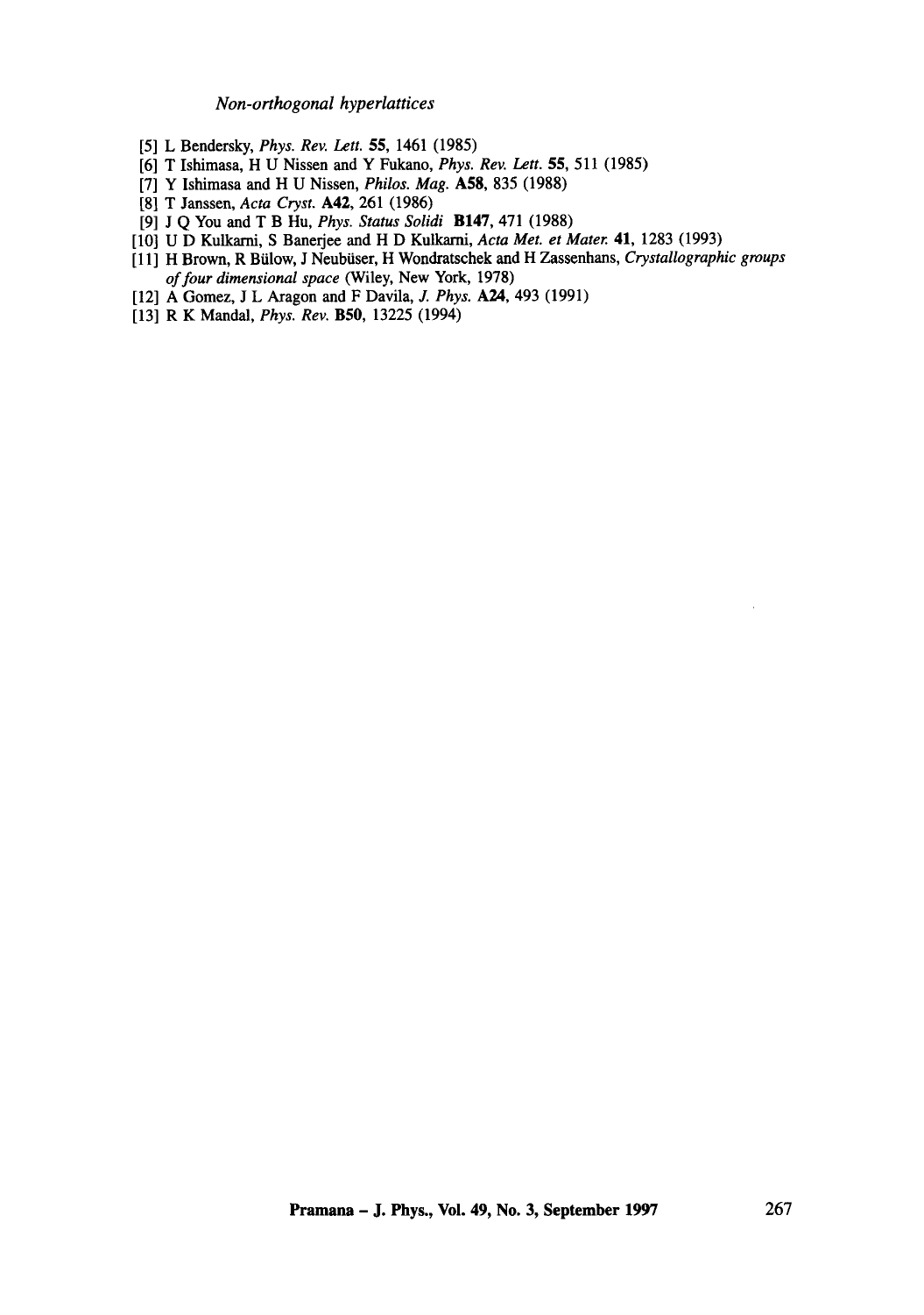[5] L Bendersky, *Phys. Rev. Lett.* **55**, 1461 (1985)
[6] T Ishimasa, H U Nissen and Y Fukano, *Phys. Rev. Lett.* **55**, 511 (1985)
[7] Y Ishimasa and H U Nissen, *Philos. Mag.* **A58**, 835 (1988)
[8] T Janssen, *Acta Cryst.* **A42**, 261 (1986)
[9] J Q You and T B Hu, *Phys. Status Solidi* **B147**, 471 (1988)
[10] U D Kulkarni, S Banerjee and H D Kulkarni, *Acta Met. et Mater.* **41**, 1283 (1993)
[11] H Brown, R Bülow, J Neubüser, H Wondratschek and H Zassenhans, *Crystallographic groups of four dimensional space* (Wiley, New York, 1978)
[12] A Gomez, J L Aragon and F Davila, *J. Phys.* **A24**, 493 (1991)
[13] R K Mandal, *Phys. Rev.* **B50**, 13225 (1994)